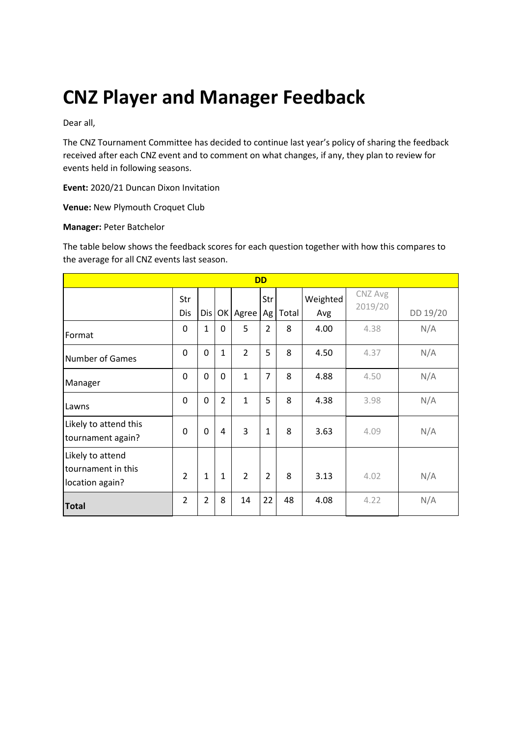# CNZ Player and Manager Feedback

Dear all,

The CNZ Tournament Committee has decided to continue last year's policy of sharing the feedback received after each CNZ event and to comment on what changes, if any, they plan to review for events held in following seasons.

**Event:** 2020/21 Duncan Dixon Invitation

**Venue:** New Plymouth Croquet Club

**Manager:** Peter Batchelor

The table below shows the feedback scores for each question together with how this compares to the average for all CNZ events last season.

| DD | | | | | | | | | |
|---|---|---|---|---|---|---|---|---|---|
| | Str Dis | Dis | OK | Agree | Str Ag | Total | Weighted Avg | CNZ Avg 2019/20 | DD 19/20 |
| Format | 0 | 1 | 0 | 5 | 2 | 8 | 4.00 | 4.38 | N/A |
| Number of Games | 0 | 0 | 1 | 2 | 5 | 8 | 4.50 | 4.37 | N/A |
| Manager | 0 | 0 | 0 | 1 | 7 | 8 | 4.88 | 4.50 | N/A |
| Lawns | 0 | 0 | 2 | 1 | 5 | 8 | 4.38 | 3.98 | N/A |
| Likely to attend this tournament again? | 0 | 0 | 4 | 3 | 1 | 8 | 3.63 | 4.09 | N/A |
| Likely to attend tournament in this location again? | 2 | 1 | 1 | 2 | 2 | 8 | 3.13 | 4.02 | N/A |
| **Total** | 2 | 2 | 8 | 14 | 22 | 48 | 4.08 | 4.22 | N/A |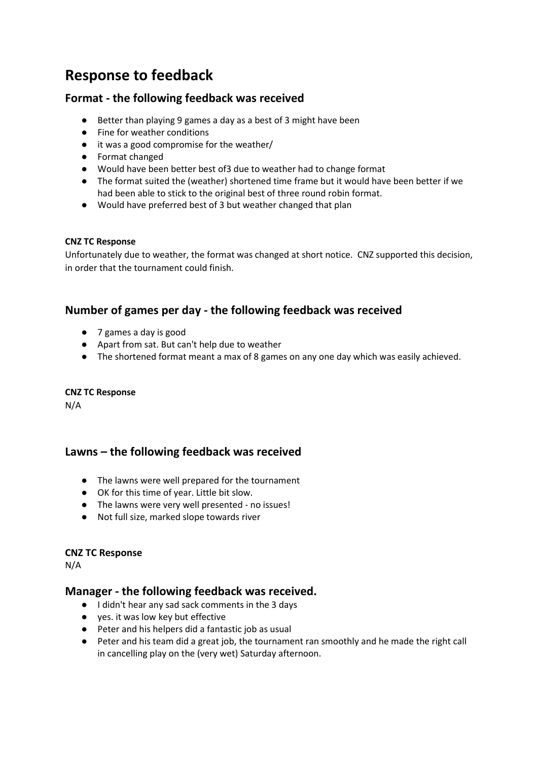# Response to feedback

## Format - the following feedback was received

- Better than playing 9 games a day as a best of 3 might have been
- Fine for weather conditions
- it was a good compromise for the weather/
- Format changed
- Would have been better best of3 due to weather had to change format
- The format suited the (weather) shortened time frame but it would have been better if we had been able to stick to the original best of three round robin format.
- Would have preferred best of 3 but weather changed that plan

**CNZ TC Response**

Unfortunately due to weather, the format was changed at short notice. CNZ supported this decision, in order that the tournament could finish.

## Number of games per day - the following feedback was received

- 7 games a day is good
- Apart from sat. But can't help due to weather
- The shortened format meant a max of 8 games on any one day which was easily achieved.

**CNZ TC Response**

N/A

## Lawns – the following feedback was received

- The lawns were well prepared for the tournament
- OK for this time of year. Little bit slow.
- The lawns were very well presented - no issues!
- Not full size, marked slope towards river

**CNZ TC Response**

N/A

## Manager - the following feedback was received.

- I didn't hear any sad sack comments in the 3 days
- yes. it was low key but effective
- Peter and his helpers did a fantastic job as usual
- Peter and his team did a great job, the tournament ran smoothly and he made the right call in cancelling play on the (very wet) Saturday afternoon.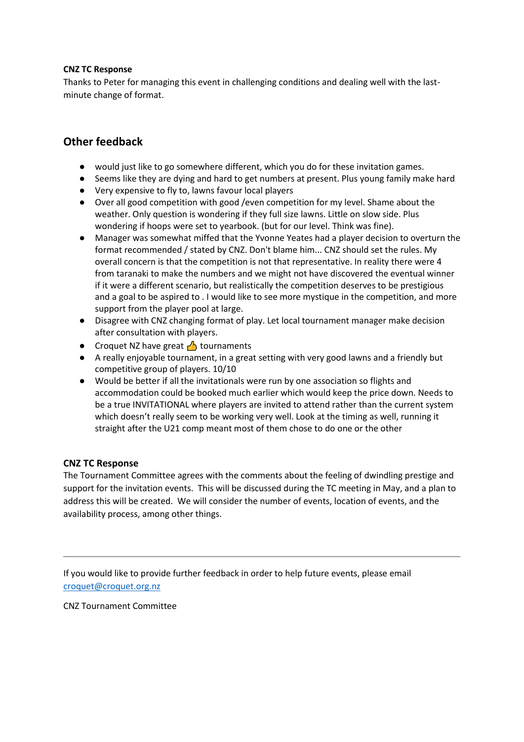**CNZ TC Response**

Thanks to Peter for managing this event in challenging conditions and dealing well with the last-minute change of format.

## Other feedback

- would just like to go somewhere different, which you do for these invitation games.
- Seems like they are dying and hard to get numbers at present. Plus young family make hard
- Very expensive to fly to, lawns favour local players
- Over all good competition with good /even competition for my level. Shame about the weather. Only question is wondering if they full size lawns. Little on slow side. Plus wondering if hoops were set to yearbook. (but for our level. Think was fine).
- Manager was somewhat miffed that the Yvonne Yeates had a player decision to overturn the format recommended / stated by CNZ. Don't blame him... CNZ should set the rules. My overall concern is that the competition is not that representative. In reality there were 4 from taranaki to make the numbers and we might not have discovered the eventual winner if it were a different scenario, but realistically the competition deserves to be prestigious and a goal to be aspired to . I would like to see more mystique in the competition, and more support from the player pool at large.
- Disagree with CNZ changing format of play. Let local tournament manager make decision after consultation with players.
- Croquet NZ have great 👍 tournaments
- A really enjoyable tournament, in a great setting with very good lawns and a friendly but competitive group of players. 10/10
- Would be better if all the invitationals were run by one association so flights and accommodation could be booked much earlier which would keep the price down. Needs to be a true INVITATIONAL where players are invited to attend rather than the current system which doesn't really seem to be working very well. Look at the timing as well, running it straight after the U21 comp meant most of them chose to do one or the other

**CNZ TC Response**

The Tournament Committee agrees with the comments about the feeling of dwindling prestige and support for the invitation events. This will be discussed during the TC meeting in May, and a plan to address this will be created. We will consider the number of events, location of events, and the availability process, among other things.

---

If you would like to provide further feedback in order to help future events, please email [croquet@croquet.org.nz](mailto:croquet@croquet.org.nz)

CNZ Tournament Committee